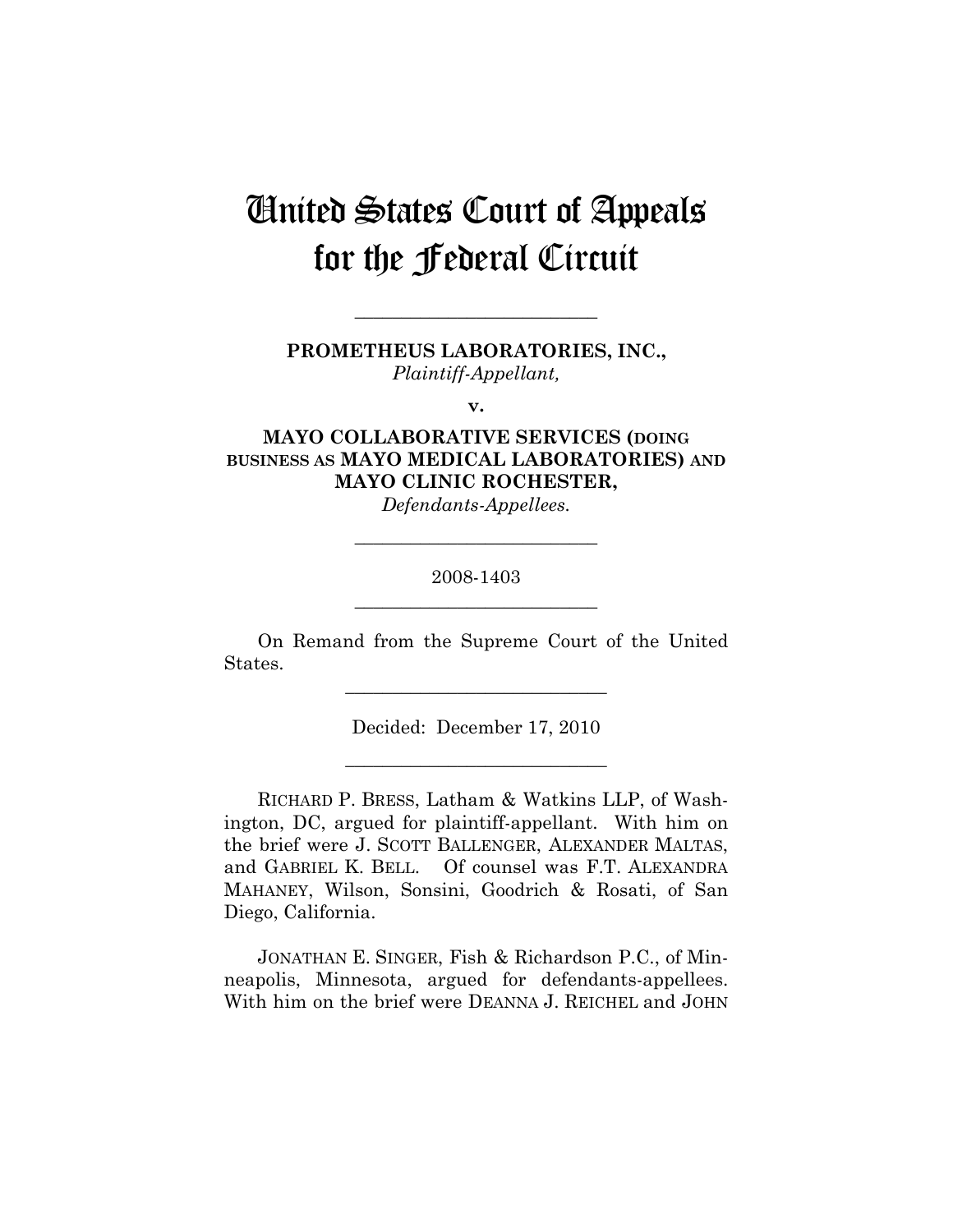# United States Court of Appeals for the Federal Circuit

---

**PROMETHEUS LABORATORIES, INC.,**
*Plaintiff-Appellant,*

**v.**

**MAYO COLLABORATIVE SERVICES (DOING BUSINESS AS MAYO MEDICAL LABORATORIES) AND MAYO CLINIC ROCHESTER,**
*Defendants-Appellees.*

---

2008-1403

---

On Remand from the Supreme Court of the United States.

---

Decided: December 17, 2010

---

RICHARD P. BRESS, Latham & Watkins LLP, of Washington, DC, argued for plaintiff-appellant. With him on the brief were J. SCOTT BALLENGER, ALEXANDER MALTAS, and GABRIEL K. BELL. Of counsel was F.T. ALEXANDRA MAHANEY, Wilson, Sonsini, Goodrich & Rosati, of San Diego, California.

JONATHAN E. SINGER, Fish & Richardson P.C., of Minneapolis, Minnesota, argued for defendants-appellees. With him on the brief were DEANNA J. REICHEL and JOHN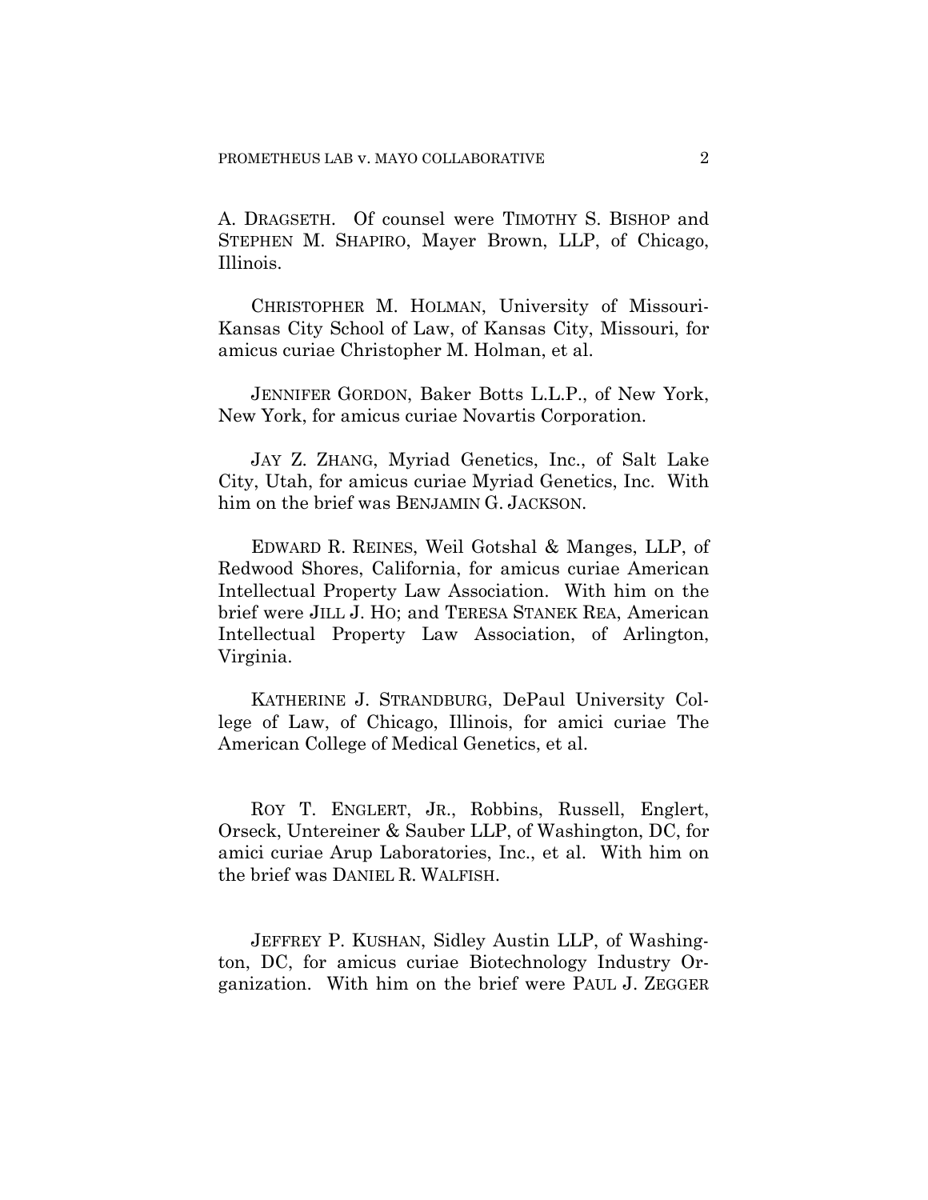A. DRAGSETH. Of counsel were TIMOTHY S. BISHOP and STEPHEN M. SHAPIRO, Mayer Brown, LLP, of Chicago, Illinois.

CHRISTOPHER M. HOLMAN, University of Missouri-Kansas City School of Law, of Kansas City, Missouri, for amicus curiae Christopher M. Holman, et al.

JENNIFER GORDON, Baker Botts L.L.P., of New York, New York, for amicus curiae Novartis Corporation.

JAY Z. ZHANG, Myriad Genetics, Inc., of Salt Lake City, Utah, for amicus curiae Myriad Genetics, Inc. With him on the brief was BENJAMIN G. JACKSON.

EDWARD R. REINES, Weil Gotshal & Manges, LLP, of Redwood Shores, California, for amicus curiae American Intellectual Property Law Association. With him on the brief were JILL J. HO; and TERESA STANEK REA, American Intellectual Property Law Association, of Arlington, Virginia.

KATHERINE J. STRANDBURG, DePaul University College of Law, of Chicago, Illinois, for amici curiae The American College of Medical Genetics, et al.

ROY T. ENGLERT, JR., Robbins, Russell, Englert, Orseck, Untereiner & Sauber LLP, of Washington, DC, for amici curiae Arup Laboratories, Inc., et al. With him on the brief was DANIEL R. WALFISH.

JEFFREY P. KUSHAN, Sidley Austin LLP, of Washington, DC, for amicus curiae Biotechnology Industry Organization. With him on the brief were PAUL J. ZEGGER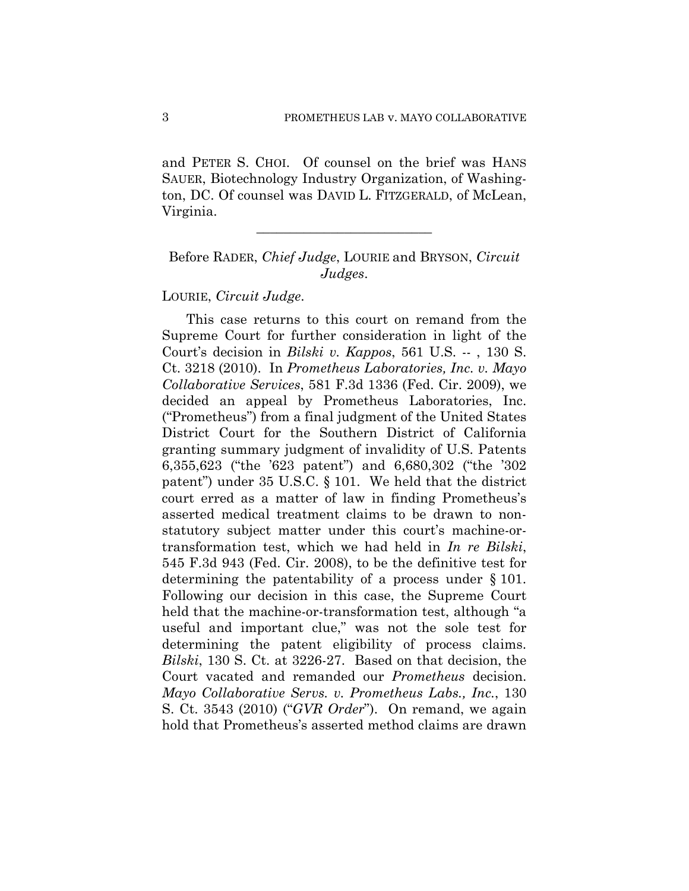and PETER S. CHOI. Of counsel on the brief was HANS SAUER, Biotechnology Industry Organization, of Washington, DC. Of counsel was DAVID L. FITZGERALD, of McLean, Virginia.

---

Before RADER, *Chief Judge*, LOURIE and BRYSON, *Circuit Judges*.

LOURIE, *Circuit Judge*.

This case returns to this court on remand from the Supreme Court for further consideration in light of the Court's decision in *Bilski v. Kappos*, 561 U.S. -- , 130 S. Ct. 3218 (2010). In *Prometheus Laboratories, Inc. v. Mayo Collaborative Services*, 581 F.3d 1336 (Fed. Cir. 2009), we decided an appeal by Prometheus Laboratories, Inc. ("Prometheus") from a final judgment of the United States District Court for the Southern District of California granting summary judgment of invalidity of U.S. Patents 6,355,623 ("the '623 patent") and 6,680,302 ("the '302 patent") under 35 U.S.C. § 101. We held that the district court erred as a matter of law in finding Prometheus's asserted medical treatment claims to be drawn to non-statutory subject matter under this court's machine-or-transformation test, which we had held in *In re Bilski*, 545 F.3d 943 (Fed. Cir. 2008), to be the definitive test for determining the patentability of a process under § 101. Following our decision in this case, the Supreme Court held that the machine-or-transformation test, although "a useful and important clue," was not the sole test for determining the patent eligibility of process claims. *Bilski*, 130 S. Ct. at 3226-27. Based on that decision, the Court vacated and remanded our *Prometheus* decision. *Mayo Collaborative Servs. v. Prometheus Labs., Inc.*, 130 S. Ct. 3543 (2010) ("*GVR Order*"). On remand, we again hold that Prometheus's asserted method claims are drawn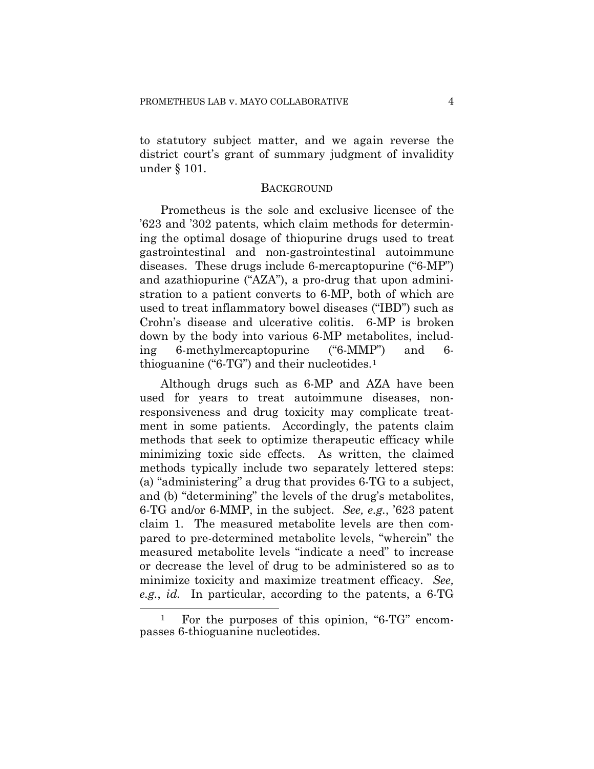to statutory subject matter, and we again reverse the district court's grant of summary judgment of invalidity under § 101.

## BACKGROUND

Prometheus is the sole and exclusive licensee of the '623 and '302 patents, which claim methods for determining the optimal dosage of thiopurine drugs used to treat gastrointestinal and non-gastrointestinal autoimmune diseases. These drugs include 6-mercaptopurine ("6-MP") and azathiopurine ("AZA"), a pro-drug that upon administration to a patient converts to 6-MP, both of which are used to treat inflammatory bowel diseases ("IBD") such as Crohn's disease and ulcerative colitis. 6-MP is broken down by the body into various 6-MP metabolites, including 6-methylmercaptopurine ("6-MMP") and 6-thioguanine ("6-TG") and their nucleotides.[1]

Although drugs such as 6-MP and AZA have been used for years to treat autoimmune diseases, non-responsiveness and drug toxicity may complicate treatment in some patients. Accordingly, the patents claim methods that seek to optimize therapeutic efficacy while minimizing toxic side effects. As written, the claimed methods typically include two separately lettered steps: (a) "administering" a drug that provides 6-TG to a subject, and (b) "determining" the levels of the drug's metabolites, 6-TG and/or 6-MMP, in the subject. *See, e.g.*, '623 patent claim 1. The measured metabolite levels are then compared to pre-determined metabolite levels, "wherein" the measured metabolite levels "indicate a need" to increase or decrease the level of drug to be administered so as to minimize toxicity and maximize treatment efficacy. *See, e.g.*, *id.* In particular, according to the patents, a 6-TG

[1] For the purposes of this opinion, "6-TG" encompasses 6-thioguanine nucleotides.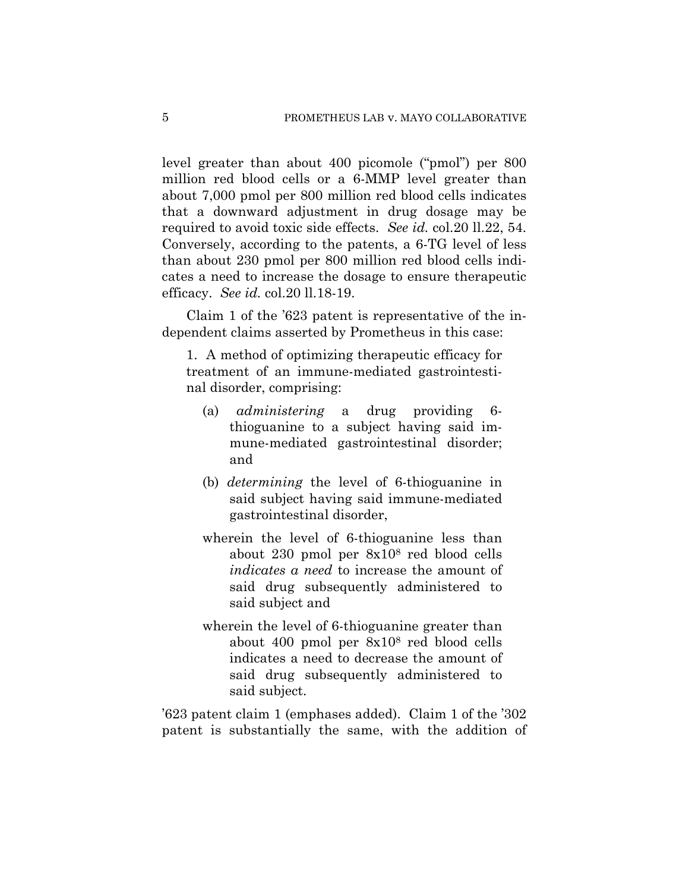level greater than about 400 picomole ("pmol") per 800 million red blood cells or a 6-MMP level greater than about 7,000 pmol per 800 million red blood cells indicates that a downward adjustment in drug dosage may be required to avoid toxic side effects. *See id.* col.20 ll.22, 54. Conversely, according to the patents, a 6-TG level of less than about 230 pmol per 800 million red blood cells indicates a need to increase the dosage to ensure therapeutic efficacy. *See id.* col.20 ll.18-19.

Claim 1 of the '623 patent is representative of the independent claims asserted by Prometheus in this case:

> 1. A method of optimizing therapeutic efficacy for treatment of an immune-mediated gastrointestinal disorder, comprising:
>
> (a) *administering* a drug providing 6-thioguanine to a subject having said immune-mediated gastrointestinal disorder; and
>
> (b) *determining* the level of 6-thioguanine in said subject having said immune-mediated gastrointestinal disorder,
>
> wherein the level of 6-thioguanine less than about 230 pmol per $8 \times 10^8$ red blood cells *indicates a need* to increase the amount of said drug subsequently administered to said subject and
>
> wherein the level of 6-thioguanine greater than about 400 pmol per $8 \times 10^8$ red blood cells indicates a need to decrease the amount of said drug subsequently administered to said subject.

'623 patent claim 1 (emphases added). Claim 1 of the '302 patent is substantially the same, with the addition of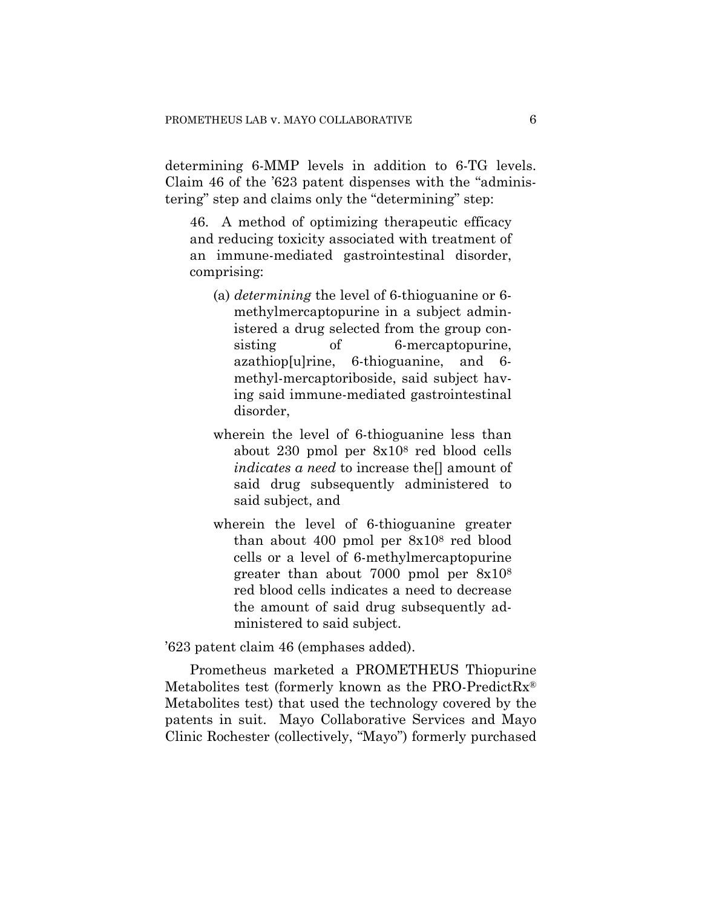determining 6-MMP levels in addition to 6-TG levels. Claim 46 of the '623 patent dispenses with the "administering" step and claims only the "determining" step:

> 46. A method of optimizing therapeutic efficacy and reducing toxicity associated with treatment of an immune-mediated gastrointestinal disorder, comprising:
>
> (a) *determining* the level of 6-thioguanine or 6-methylmercaptopurine in a subject administered a drug selected from the group consisting of 6-mercaptopurine, azathiop[u]rine, 6-thioguanine, and 6-methyl-mercaptoriboside, said subject having said immune-mediated gastrointestinal disorder,
>
> wherein the level of 6-thioguanine less than about 230 pmol per $8x10^8$ red blood cells *indicates a need* to increase the[] amount of said drug subsequently administered to said subject, and
>
> wherein the level of 6-thioguanine greater than about 400 pmol per $8x10^8$ red blood cells or a level of 6-methylmercaptopurine greater than about 7000 pmol per $8x10^8$ red blood cells indicates a need to decrease the amount of said drug subsequently administered to said subject.

'623 patent claim 46 (emphases added).

Prometheus marketed a PROMETHEUS Thiopurine Metabolites test (formerly known as the PRO-PredictRx® Metabolites test) that used the technology covered by the patents in suit. Mayo Collaborative Services and Mayo Clinic Rochester (collectively, "Mayo") formerly purchased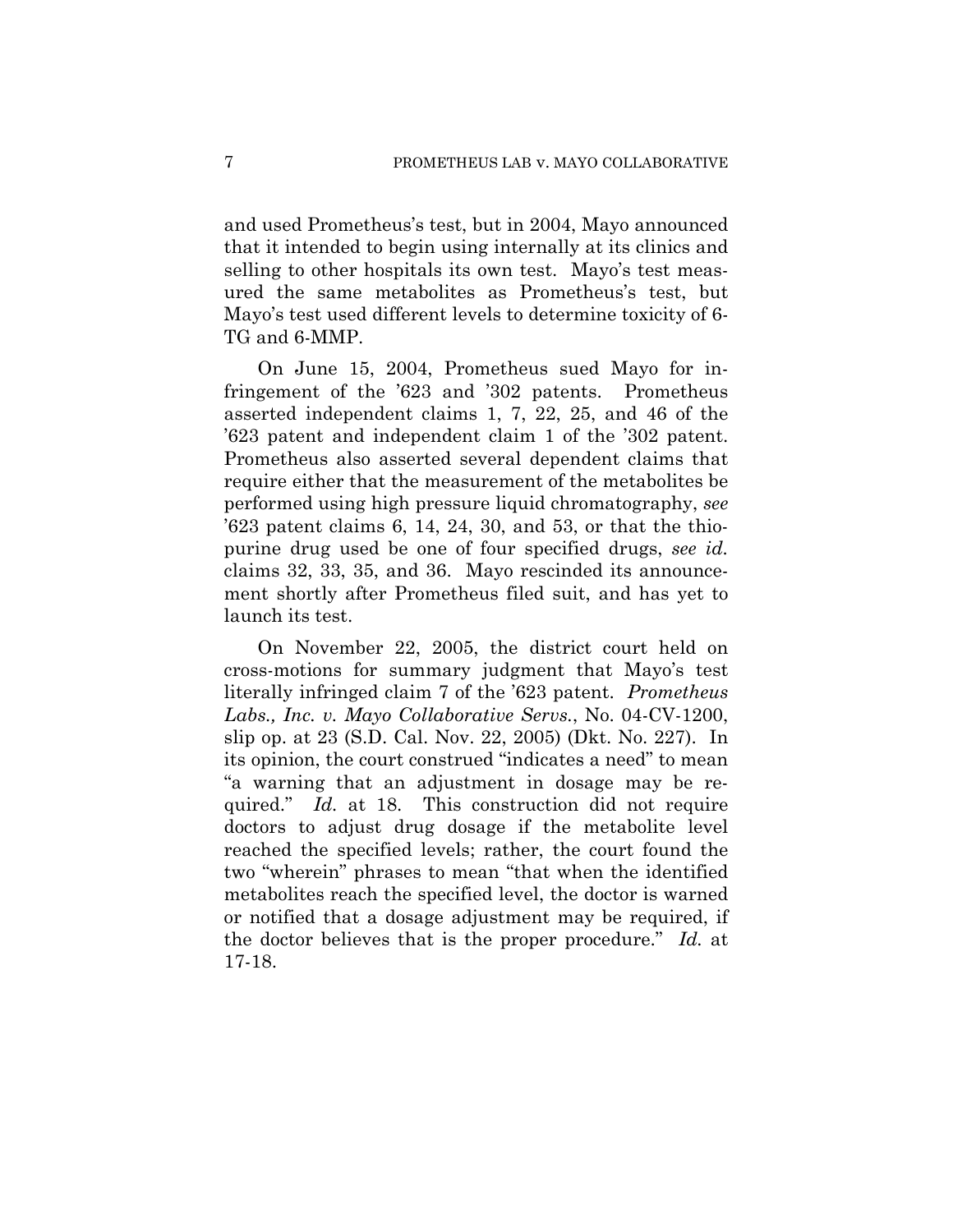and used Prometheus's test, but in 2004, Mayo announced that it intended to begin using internally at its clinics and selling to other hospitals its own test. Mayo's test measured the same metabolites as Prometheus's test, but Mayo's test used different levels to determine toxicity of 6-TG and 6-MMP.

On June 15, 2004, Prometheus sued Mayo for infringement of the '623 and '302 patents. Prometheus asserted independent claims 1, 7, 22, 25, and 46 of the '623 patent and independent claim 1 of the '302 patent. Prometheus also asserted several dependent claims that require either that the measurement of the metabolites be performed using high pressure liquid chromatography, *see* '623 patent claims 6, 14, 24, 30, and 53, or that the thiopurine drug used be one of four specified drugs, *see id.* claims 32, 33, 35, and 36. Mayo rescinded its announcement shortly after Prometheus filed suit, and has yet to launch its test.

On November 22, 2005, the district court held on cross-motions for summary judgment that Mayo's test literally infringed claim 7 of the '623 patent. *Prometheus Labs., Inc. v. Mayo Collaborative Servs.*, No. 04-CV-1200, slip op. at 23 (S.D. Cal. Nov. 22, 2005) (Dkt. No. 227). In its opinion, the court construed "indicates a need" to mean "a warning that an adjustment in dosage may be required." *Id.* at 18. This construction did not require doctors to adjust drug dosage if the metabolite level reached the specified levels; rather, the court found the two "wherein" phrases to mean "that when the identified metabolites reach the specified level, the doctor is warned or notified that a dosage adjustment may be required, if the doctor believes that is the proper procedure." *Id.* at 17-18.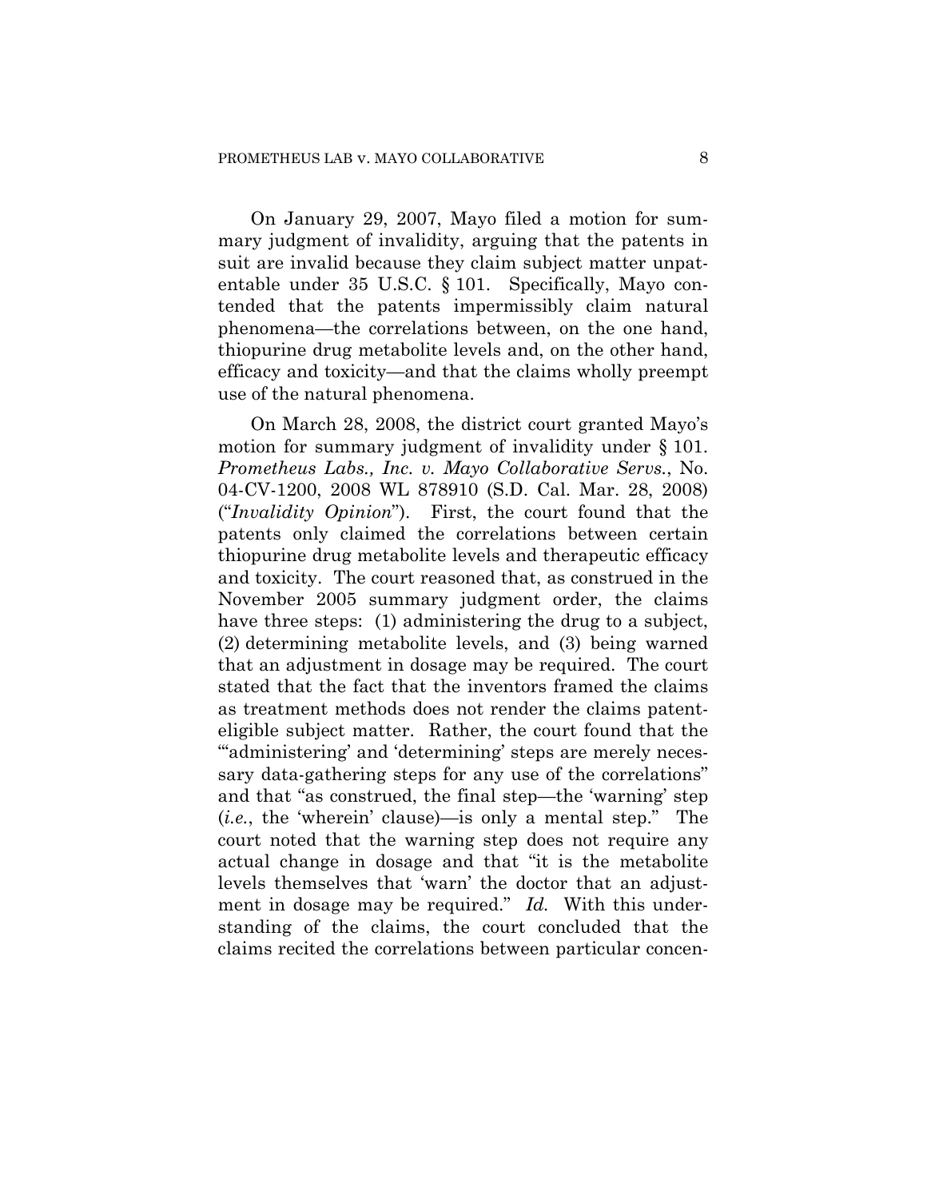On January 29, 2007, Mayo filed a motion for summary judgment of invalidity, arguing that the patents in suit are invalid because they claim subject matter unpatentable under 35 U.S.C. § 101. Specifically, Mayo contended that the patents impermissibly claim natural phenomena—the correlations between, on the one hand, thiopurine drug metabolite levels and, on the other hand, efficacy and toxicity—and that the claims wholly preempt use of the natural phenomena.

On March 28, 2008, the district court granted Mayo's motion for summary judgment of invalidity under § 101. *Prometheus Labs., Inc. v. Mayo Collaborative Servs.*, No. 04-CV-1200, 2008 WL 878910 (S.D. Cal. Mar. 28, 2008) ("*Invalidity Opinion*"). First, the court found that the patents only claimed the correlations between certain thiopurine drug metabolite levels and therapeutic efficacy and toxicity. The court reasoned that, as construed in the November 2005 summary judgment order, the claims have three steps: (1) administering the drug to a subject, (2) determining metabolite levels, and (3) being warned that an adjustment in dosage may be required. The court stated that the fact that the inventors framed the claims as treatment methods does not render the claims patent-eligible subject matter. Rather, the court found that the "'administering' and 'determining' steps are merely necessary data-gathering steps for any use of the correlations" and that "as construed, the final step—the 'warning' step (*i.e.*, the 'wherein' clause)—is only a mental step." The court noted that the warning step does not require any actual change in dosage and that "it is the metabolite levels themselves that 'warn' the doctor that an adjustment in dosage may be required." *Id.* With this understanding of the claims, the court concluded that the claims recited the correlations between particular concen-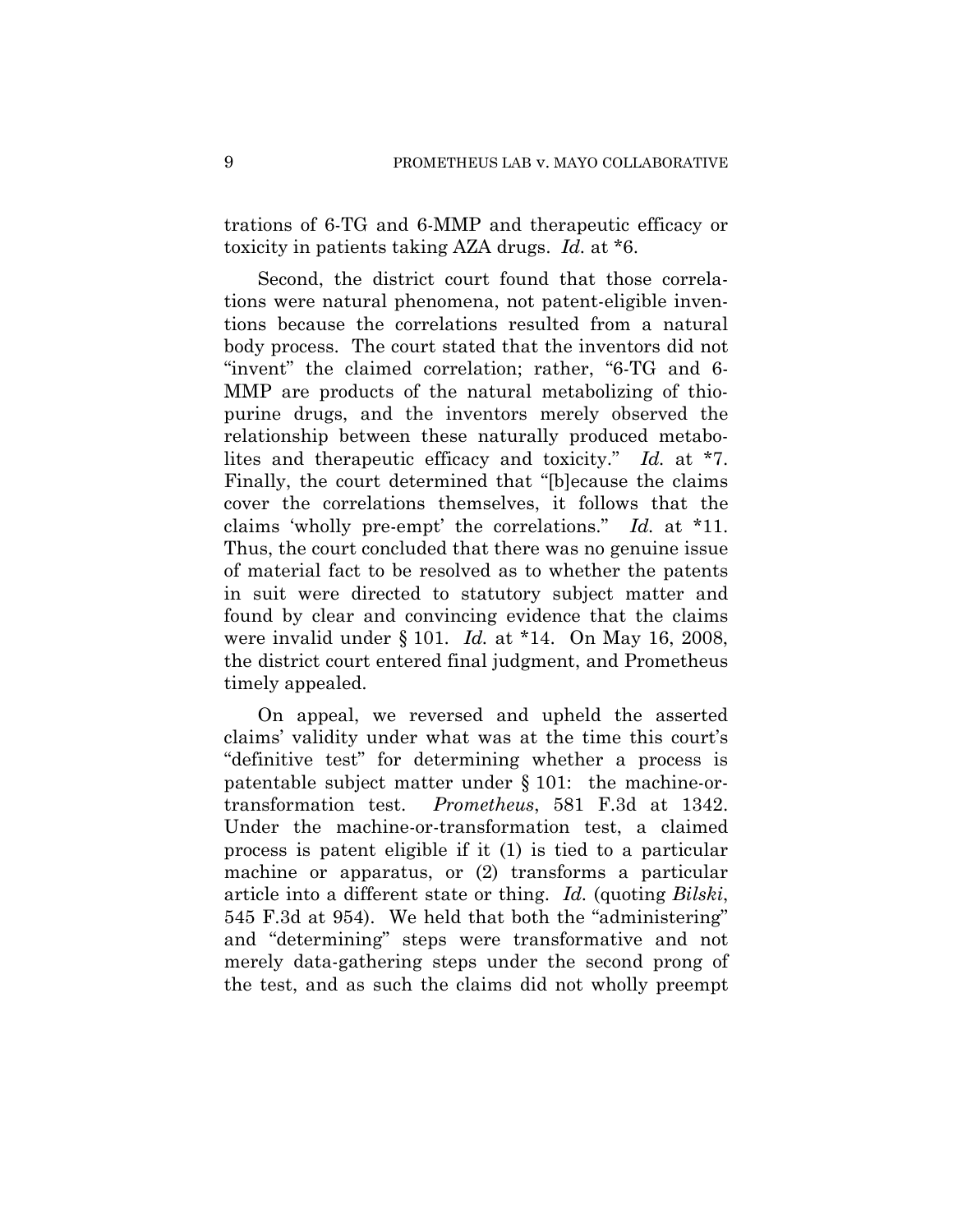trations of 6-TG and 6-MMP and therapeutic efficacy or toxicity in patients taking AZA drugs. *Id.* at *6.

Second, the district court found that those correlations were natural phenomena, not patent-eligible inventions because the correlations resulted from a natural body process. The court stated that the inventors did not "invent" the claimed correlation; rather, "6-TG and 6-MMP are products of the natural metabolizing of thiopurine drugs, and the inventors merely observed the relationship between these naturally produced metabolites and therapeutic efficacy and toxicity." *Id.* at *7. Finally, the court determined that "[b]ecause the claims cover the correlations themselves, it follows that the claims 'wholly pre-empt' the correlations." *Id.* at *11. Thus, the court concluded that there was no genuine issue of material fact to be resolved as to whether the patents in suit were directed to statutory subject matter and found by clear and convincing evidence that the claims were invalid under § 101. *Id.* at *14. On May 16, 2008, the district court entered final judgment, and Prometheus timely appealed.

On appeal, we reversed and upheld the asserted claims' validity under what was at the time this court's "definitive test" for determining whether a process is patentable subject matter under § 101: the machine-or-transformation test. *Prometheus*, 581 F.3d at 1342. Under the machine-or-transformation test, a claimed process is patent eligible if it (1) is tied to a particular machine or apparatus, or (2) transforms a particular article into a different state or thing. *Id.* (quoting *Bilski*, 545 F.3d at 954). We held that both the "administering" and "determining" steps were transformative and not merely data-gathering steps under the second prong of the test, and as such the claims did not wholly preempt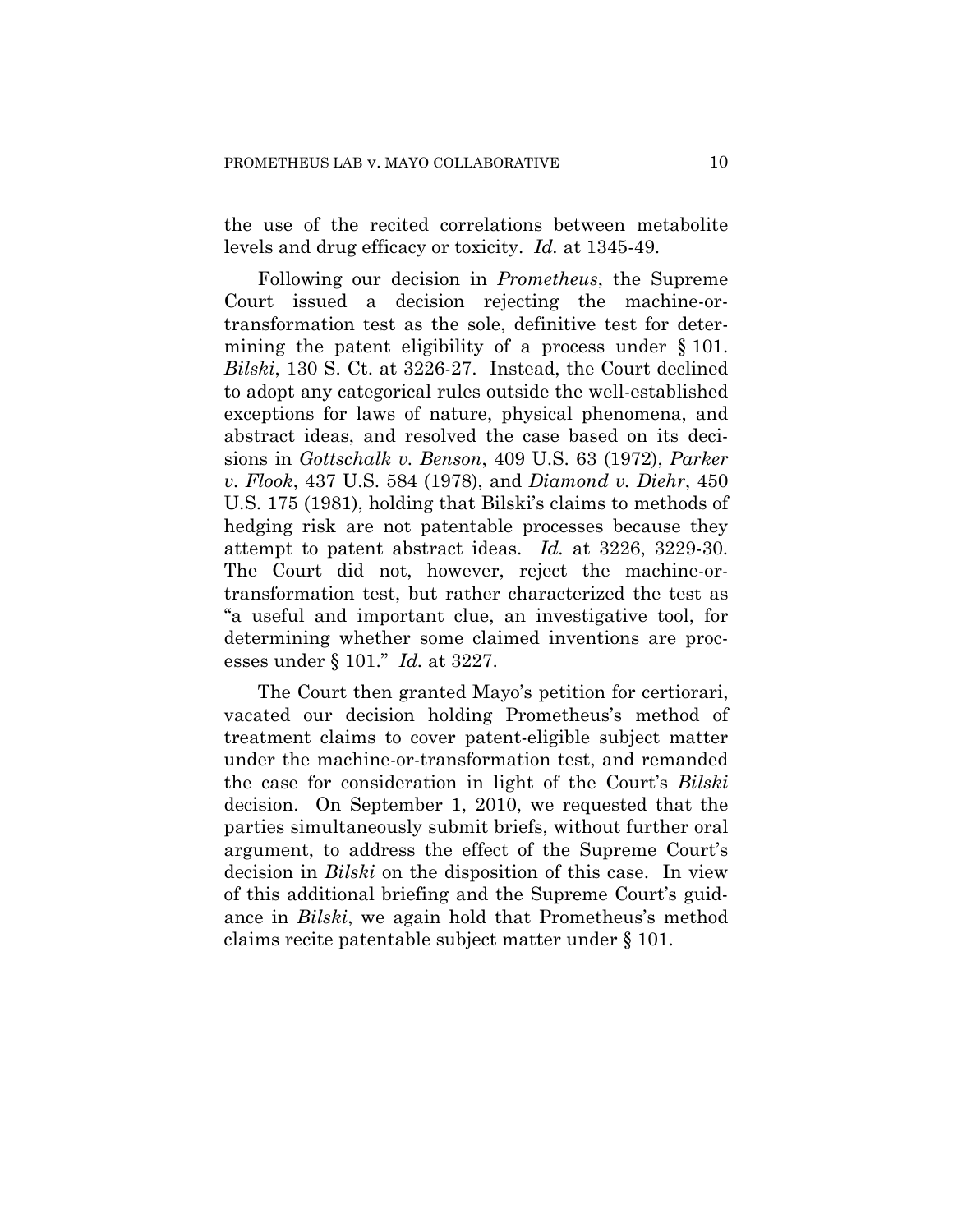the use of the recited correlations between metabolite levels and drug efficacy or toxicity. *Id.* at 1345-49.

Following our decision in *Prometheus*, the Supreme Court issued a decision rejecting the machine-or-transformation test as the sole, definitive test for determining the patent eligibility of a process under § 101. *Bilski*, 130 S. Ct. at 3226-27. Instead, the Court declined to adopt any categorical rules outside the well-established exceptions for laws of nature, physical phenomena, and abstract ideas, and resolved the case based on its decisions in *Gottschalk v. Benson*, 409 U.S. 63 (1972), *Parker v. Flook*, 437 U.S. 584 (1978), and *Diamond v. Diehr*, 450 U.S. 175 (1981), holding that Bilski's claims to methods of hedging risk are not patentable processes because they attempt to patent abstract ideas. *Id.* at 3226, 3229-30. The Court did not, however, reject the machine-or-transformation test, but rather characterized the test as "a useful and important clue, an investigative tool, for determining whether some claimed inventions are processes under § 101." *Id.* at 3227.

The Court then granted Mayo's petition for certiorari, vacated our decision holding Prometheus's method of treatment claims to cover patent-eligible subject matter under the machine-or-transformation test, and remanded the case for consideration in light of the Court's *Bilski* decision. On September 1, 2010, we requested that the parties simultaneously submit briefs, without further oral argument, to address the effect of the Supreme Court's decision in *Bilski* on the disposition of this case. In view of this additional briefing and the Supreme Court's guidance in *Bilski*, we again hold that Prometheus's method claims recite patentable subject matter under § 101.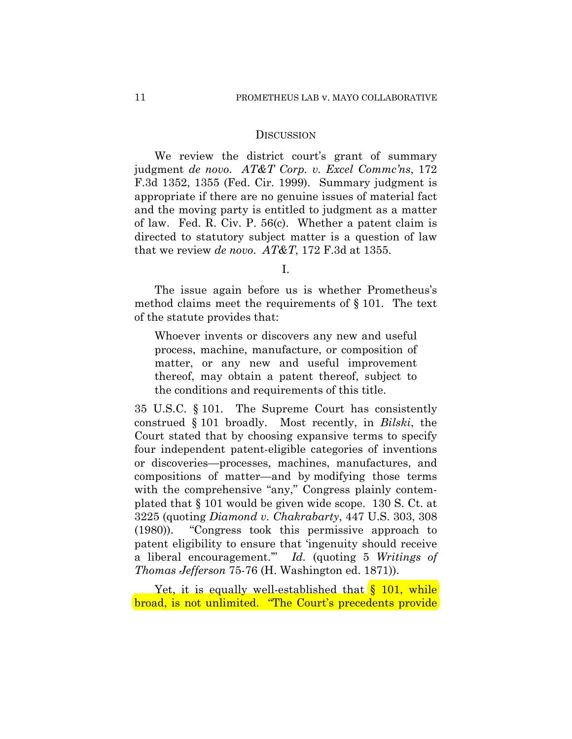## Discussion

We review the district court's grant of summary judgment *de novo*. *AT&T Corp. v. Excel Commc'ns*, 172 F.3d 1352, 1355 (Fed. Cir. 1999). Summary judgment is appropriate if there are no genuine issues of material fact and the moving party is entitled to judgment as a matter of law. Fed. R. Civ. P. 56(c). Whether a patent claim is directed to statutory subject matter is a question of law that we review *de novo*. *AT&T*, 172 F.3d at 1355.

I.

The issue again before us is whether Prometheus's method claims meet the requirements of § 101. The text of the statute provides that:

> Whoever invents or discovers any new and useful process, machine, manufacture, or composition of matter, or any new and useful improvement thereof, may obtain a patent thereof, subject to the conditions and requirements of this title.

35 U.S.C. § 101. The Supreme Court has consistently construed § 101 broadly. Most recently, in *Bilski*, the Court stated that by choosing expansive terms to specify four independent patent-eligible categories of inventions or discoveries—processes, machines, manufactures, and compositions of matter—and by modifying those terms with the comprehensive "any," Congress plainly contemplated that § 101 would be given wide scope. 130 S. Ct. at 3225 (quoting *Diamond v. Chakrabarty*, 447 U.S. 303, 308 (1980)). "Congress took this permissive approach to patent eligibility to ensure that 'ingenuity should receive a liberal encouragement.'" *Id.* (quoting 5 *Writings of Thomas Jefferson* 75-76 (H. Washington ed. 1871)).

Yet, it is equally well-established that § 101, while broad, is not unlimited. "The Court's precedents provide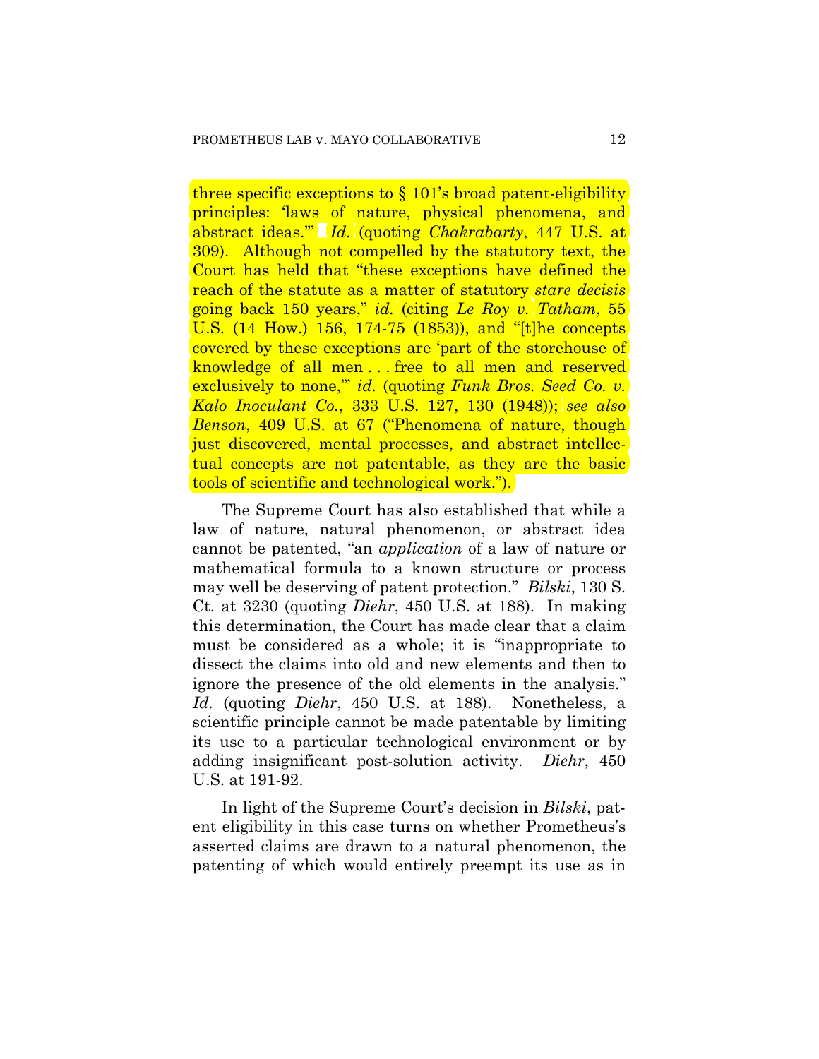three specific exceptions to § 101's broad patent-eligibility principles: 'laws of nature, physical phenomena, and abstract ideas.'" *Id.* (quoting *Chakrabarty*, 447 U.S. at 309). Although not compelled by the statutory text, the Court has held that "these exceptions have defined the reach of the statute as a matter of statutory *stare decisis* going back 150 years," *id.* (citing *Le Roy v. Tatham*, 55 U.S. (14 How.) 156, 174-75 (1853)), and "[t]he concepts covered by these exceptions are 'part of the storehouse of knowledge of all men . . . free to all men and reserved exclusively to none,'" *id.* (quoting *Funk Bros. Seed Co. v. Kalo Inoculant Co.*, 333 U.S. 127, 130 (1948)); *see also Benson*, 409 U.S. at 67 ("Phenomena of nature, though just discovered, mental processes, and abstract intellectual concepts are not patentable, as they are the basic tools of scientific and technological work.").

The Supreme Court has also established that while a law of nature, natural phenomenon, or abstract idea cannot be patented, "an *application* of a law of nature or mathematical formula to a known structure or process may well be deserving of patent protection." *Bilski*, 130 S. Ct. at 3230 (quoting *Diehr*, 450 U.S. at 188). In making this determination, the Court has made clear that a claim must be considered as a whole; it is "inappropriate to dissect the claims into old and new elements and then to ignore the presence of the old elements in the analysis." *Id.* (quoting *Diehr*, 450 U.S. at 188). Nonetheless, a scientific principle cannot be made patentable by limiting its use to a particular technological environment or by adding insignificant post-solution activity. *Diehr*, 450 U.S. at 191-92.

In light of the Supreme Court's decision in *Bilski*, patent eligibility in this case turns on whether Prometheus's asserted claims are drawn to a natural phenomenon, the patenting of which would entirely preempt its use as in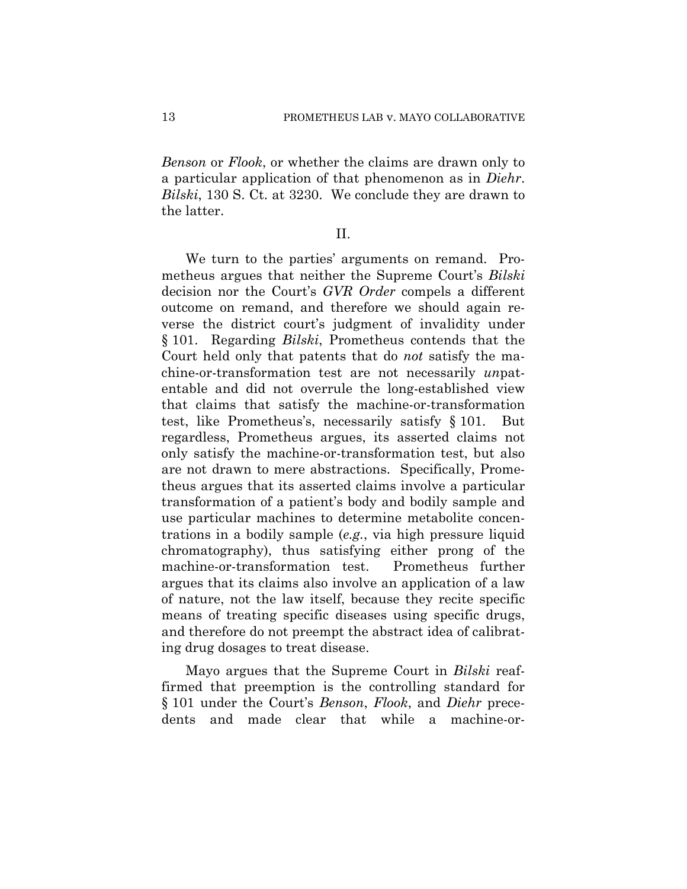*Benson* or *Flook*, or whether the claims are drawn only to a particular application of that phenomenon as in *Diehr*. *Bilski*, 130 S. Ct. at 3230. We conclude they are drawn to the latter.

## II.

We turn to the parties' arguments on remand. Prometheus argues that neither the Supreme Court's *Bilski* decision nor the Court's *GVR Order* compels a different outcome on remand, and therefore we should again reverse the district court's judgment of invalidity under § 101. Regarding *Bilski*, Prometheus contends that the Court held only that patents that do *not* satisfy the machine-or-transformation test are not necessarily *un*patentable and did not overrule the long-established view that claims that satisfy the machine-or-transformation test, like Prometheus's, necessarily satisfy § 101. But regardless, Prometheus argues, its asserted claims not only satisfy the machine-or-transformation test, but also are not drawn to mere abstractions. Specifically, Prometheus argues that its asserted claims involve a particular transformation of a patient's body and bodily sample and use particular machines to determine metabolite concentrations in a bodily sample (*e.g.*, via high pressure liquid chromatography), thus satisfying either prong of the machine-or-transformation test. Prometheus further argues that its claims also involve an application of a law of nature, not the law itself, because they recite specific means of treating specific diseases using specific drugs, and therefore do not preempt the abstract idea of calibrating drug dosages to treat disease.

Mayo argues that the Supreme Court in *Bilski* reaffirmed that preemption is the controlling standard for § 101 under the Court's *Benson*, *Flook*, and *Diehr* precedents and made clear that while a machine-or-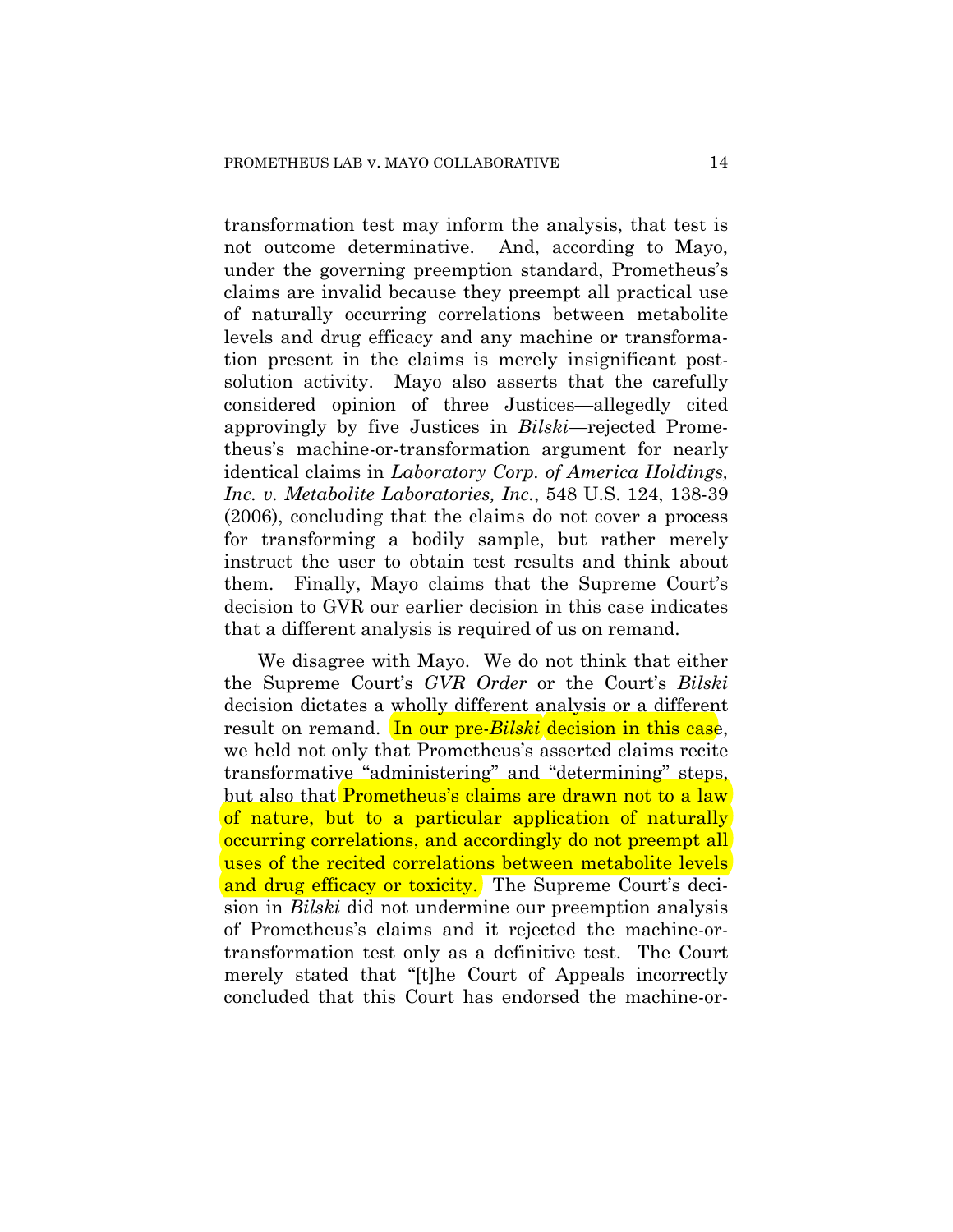transformation test may inform the analysis, that test is not outcome determinative. And, according to Mayo, under the governing preemption standard, Prometheus's claims are invalid because they preempt all practical use of naturally occurring correlations between metabolite levels and drug efficacy and any machine or transformation present in the claims is merely insignificant post-solution activity. Mayo also asserts that the carefully considered opinion of three Justices—allegedly cited approvingly by five Justices in *Bilski*—rejected Prometheus's machine-or-transformation argument for nearly identical claims in *Laboratory Corp. of America Holdings, Inc. v. Metabolite Laboratories, Inc.*, 548 U.S. 124, 138-39 (2006), concluding that the claims do not cover a process for transforming a bodily sample, but rather merely instruct the user to obtain test results and think about them. Finally, Mayo claims that the Supreme Court's decision to GVR our earlier decision in this case indicates that a different analysis is required of us on remand.

We disagree with Mayo. We do not think that either the Supreme Court's *GVR Order* or the Court's *Bilski* decision dictates a wholly different analysis or a different result on remand. In our pre-*Bilski* decision in this case, we held not only that Prometheus's asserted claims recite transformative "administering" and "determining" steps, but also that Prometheus's claims are drawn not to a law of nature, but to a particular application of naturally occurring correlations, and accordingly do not preempt all uses of the recited correlations between metabolite levels and drug efficacy or toxicity. The Supreme Court's decision in *Bilski* did not undermine our preemption analysis of Prometheus's claims and it rejected the machine-or-transformation test only as a definitive test. The Court merely stated that "[t]he Court of Appeals incorrectly concluded that this Court has endorsed the machine-or-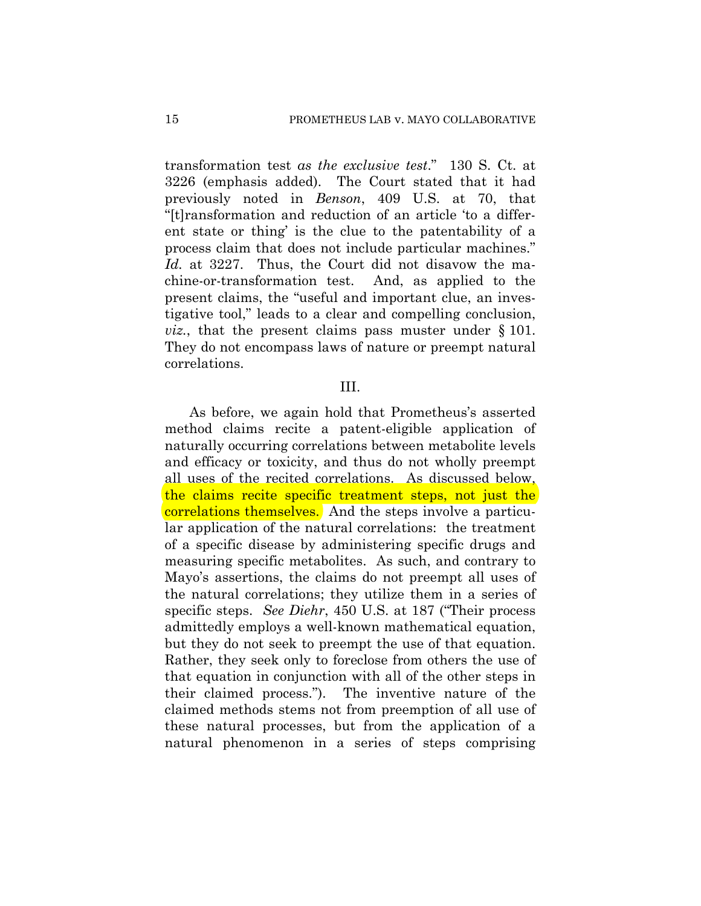transformation test *as the exclusive test*." 130 S. Ct. at 3226 (emphasis added). The Court stated that it had previously noted in *Benson*, 409 U.S. at 70, that "[t]ransformation and reduction of an article 'to a different state or thing' is the clue to the patentability of a process claim that does not include particular machines." *Id.* at 3227. Thus, the Court did not disavow the machine-or-transformation test. And, as applied to the present claims, the "useful and important clue, an investigative tool," leads to a clear and compelling conclusion, *viz.*, that the present claims pass muster under § 101. They do not encompass laws of nature or preempt natural correlations.

## III.

As before, we again hold that Prometheus's asserted method claims recite a patent-eligible application of naturally occurring correlations between metabolite levels and efficacy or toxicity, and thus do not wholly preempt all uses of the recited correlations. As discussed below, the claims recite specific treatment steps, not just the correlations themselves. And the steps involve a particular application of the natural correlations: the treatment of a specific disease by administering specific drugs and measuring specific metabolites. As such, and contrary to Mayo's assertions, the claims do not preempt all uses of the natural correlations; they utilize them in a series of specific steps. *See Diehr*, 450 U.S. at 187 ("Their process admittedly employs a well-known mathematical equation, but they do not seek to preempt the use of that equation. Rather, they seek only to foreclose from others the use of that equation in conjunction with all of the other steps in their claimed process."). The inventive nature of the claimed methods stems not from preemption of all use of these natural processes, but from the application of a natural phenomenon in a series of steps comprising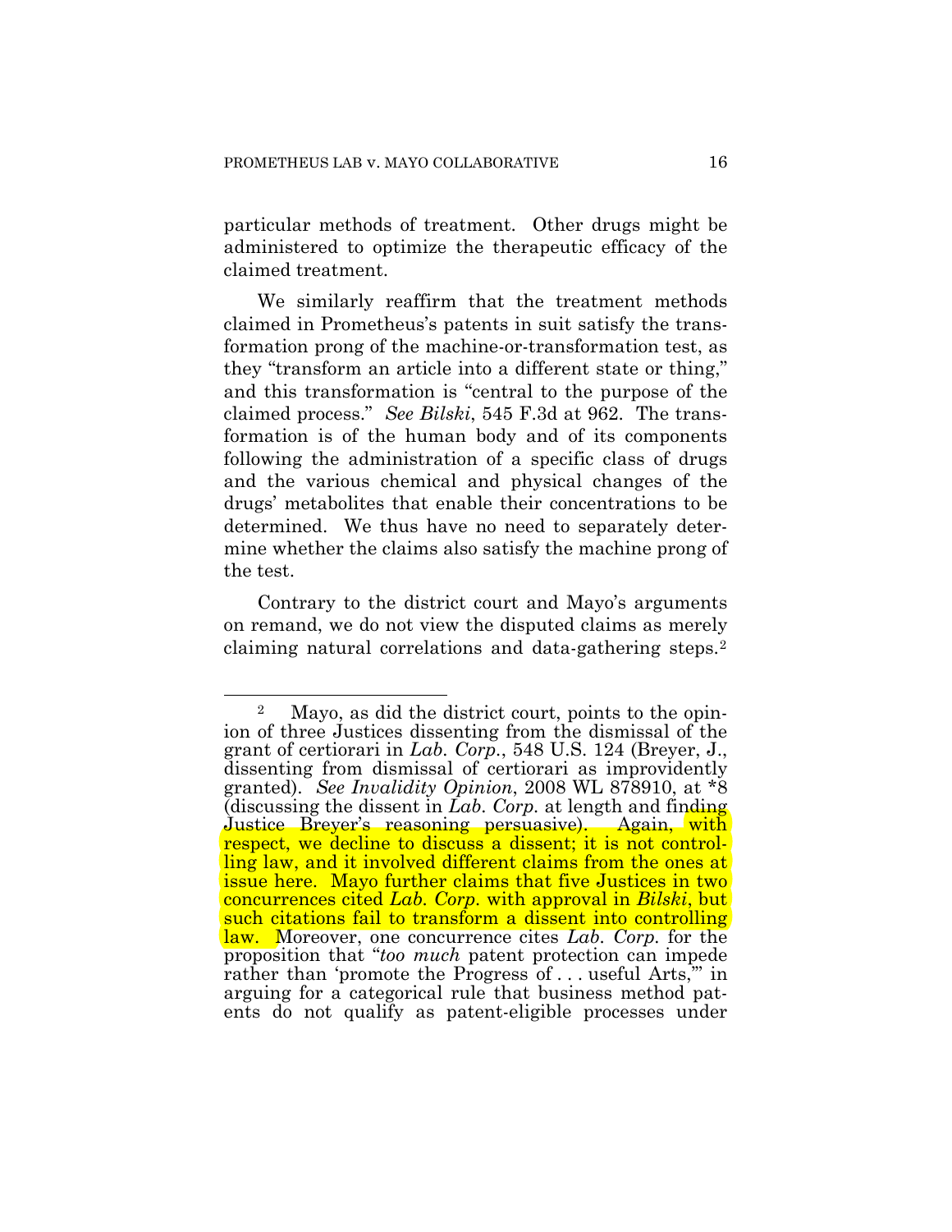particular methods of treatment. Other drugs might be administered to optimize the therapeutic efficacy of the claimed treatment.

We similarly reaffirm that the treatment methods claimed in Prometheus's patents in suit satisfy the transformation prong of the machine-or-transformation test, as they "transform an article into a different state or thing," and this transformation is "central to the purpose of the claimed process." *See Bilski*, 545 F.3d at 962. The transformation is of the human body and of its components following the administration of a specific class of drugs and the various chemical and physical changes of the drugs' metabolites that enable their concentrations to be determined. We thus have no need to separately determine whether the claims also satisfy the machine prong of the test.

Contrary to the district court and Mayo's arguments on remand, we do not view the disputed claims as merely claiming natural correlations and data-gathering steps.[2]

---

[2] Mayo, as did the district court, points to the opinion of three Justices dissenting from the dismissal of the grant of certiorari in *Lab. Corp.*, 548 U.S. 124 (Breyer, J., dissenting from dismissal of certiorari as improvidently granted). *See Invalidity Opinion*, 2008 WL 878910, at *8 (discussing the dissent in *Lab. Corp.* at length and finding Justice Breyer's reasoning persuasive). Again, with respect, we decline to discuss a dissent; it is not controlling law, and it involved different claims from the ones at issue here. Mayo further claims that five Justices in two concurrences cited *Lab. Corp.* with approval in *Bilski*, but such citations fail to transform a dissent into controlling law. Moreover, one concurrence cites *Lab. Corp.* for the proposition that "*too much* patent protection can impede rather than 'promote the Progress of . . . useful Arts,'" in arguing for a categorical rule that business method patents do not qualify as patent-eligible processes under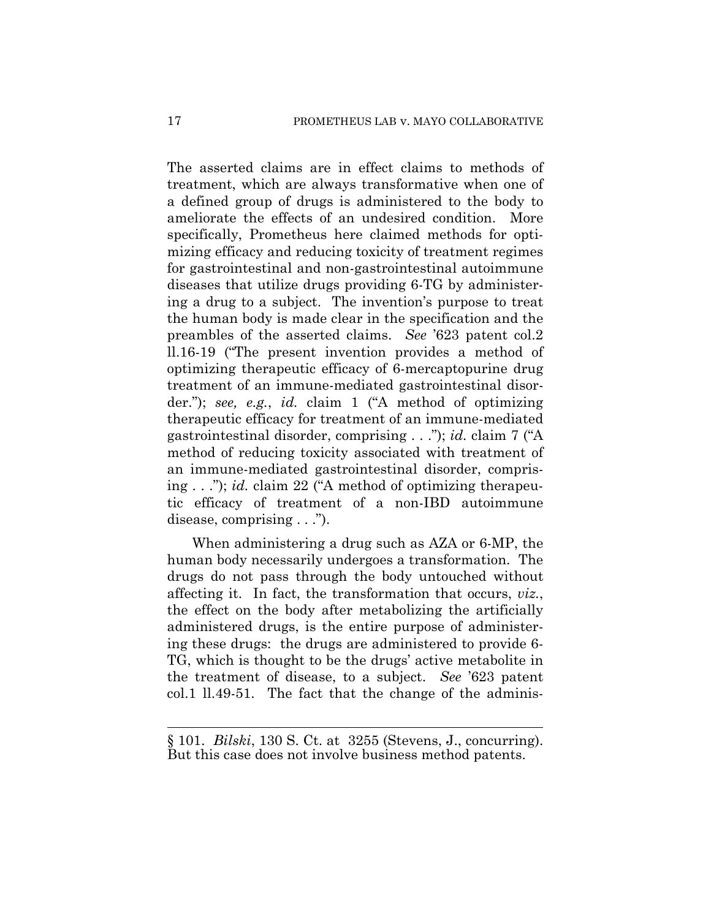The asserted claims are in effect claims to methods of treatment, which are always transformative when one of a defined group of drugs is administered to the body to ameliorate the effects of an undesired condition. More specifically, Prometheus here claimed methods for optimizing efficacy and reducing toxicity of treatment regimes for gastrointestinal and non-gastrointestinal autoimmune diseases that utilize drugs providing 6-TG by administering a drug to a subject. The invention's purpose to treat the human body is made clear in the specification and the preambles of the asserted claims. *See* '623 patent col.2 ll.16-19 ("The present invention provides a method of optimizing therapeutic efficacy of 6-mercaptopurine drug treatment of an immune-mediated gastrointestinal disorder."); *see, e.g.*, *id.* claim 1 ("A method of optimizing therapeutic efficacy for treatment of an immune-mediated gastrointestinal disorder, comprising . . ."); *id.* claim 7 ("A method of reducing toxicity associated with treatment of an immune-mediated gastrointestinal disorder, comprising . . ."); *id.* claim 22 ("A method of optimizing therapeutic efficacy of treatment of a non-IBD autoimmune disease, comprising . . .").

When administering a drug such as AZA or 6-MP, the human body necessarily undergoes a transformation. The drugs do not pass through the body untouched without affecting it. In fact, the transformation that occurs, *viz.*, the effect on the body after metabolizing the artificially administered drugs, is the entire purpose of administering these drugs: the drugs are administered to provide 6-TG, which is thought to be the drugs' active metabolite in the treatment of disease, to a subject. *See* '623 patent col.1 ll.49-51. The fact that the change of the adminis-

---

§ 101. *Bilski*, 130 S. Ct. at 3255 (Stevens, J., concurring). But this case does not involve business method patents.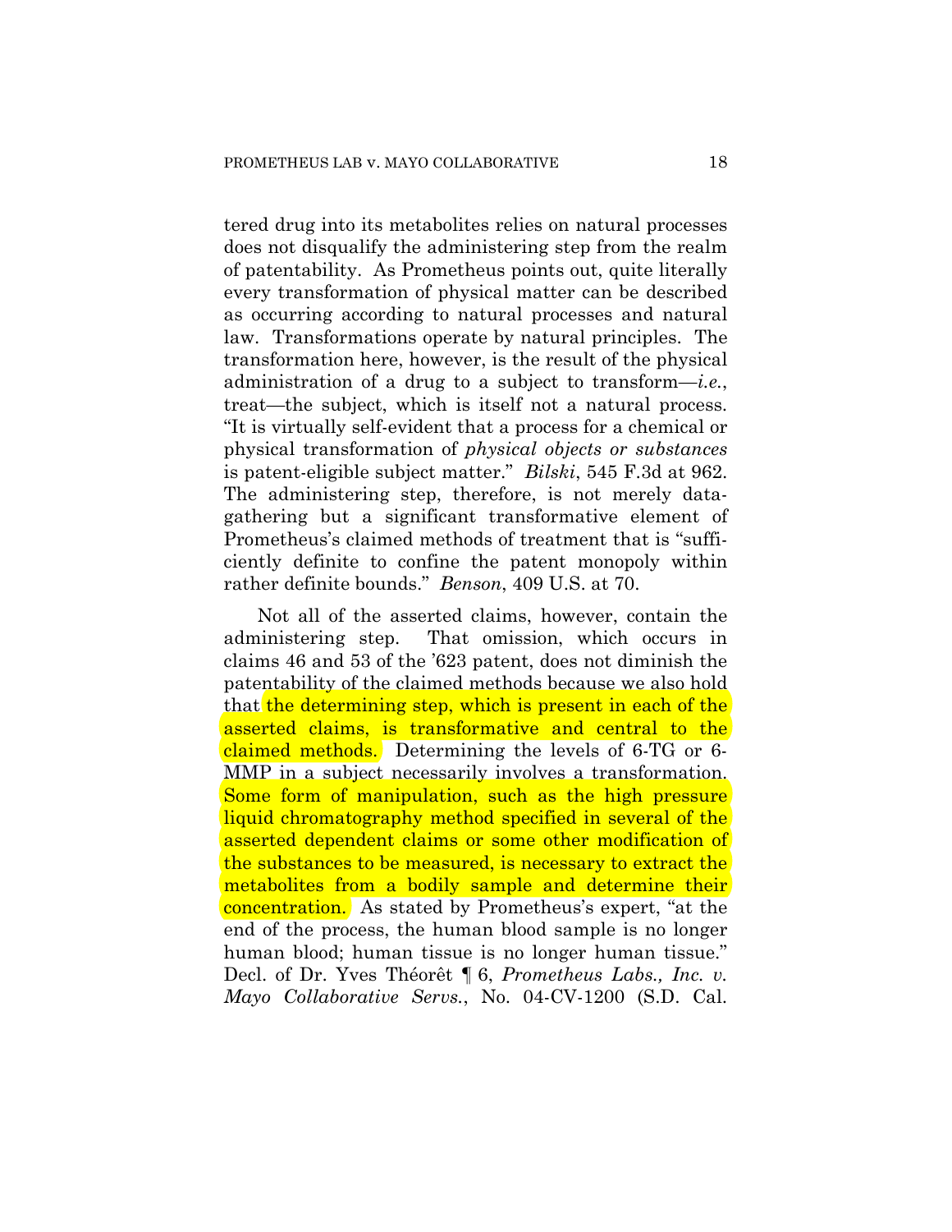tered drug into its metabolites relies on natural processes does not disqualify the administering step from the realm of patentability. As Prometheus points out, quite literally every transformation of physical matter can be described as occurring according to natural processes and natural law. Transformations operate by natural principles. The transformation here, however, is the result of the physical administration of a drug to a subject to transform—*i.e.*, treat—the subject, which is itself not a natural process. "It is virtually self-evident that a process for a chemical or physical transformation of *physical objects or substances* is patent-eligible subject matter." *Bilski*, 545 F.3d at 962. The administering step, therefore, is not merely data-gathering but a significant transformative element of Prometheus's claimed methods of treatment that is "sufficiently definite to confine the patent monopoly within rather definite bounds." *Benson*, 409 U.S. at 70.

Not all of the asserted claims, however, contain the administering step. That omission, which occurs in claims 46 and 53 of the '623 patent, does not diminish the patentability of the claimed methods because we also hold that the determining step, which is present in each of the asserted claims, is transformative and central to the claimed methods. Determining the levels of 6-TG or 6-MMP in a subject necessarily involves a transformation. Some form of manipulation, such as the high pressure liquid chromatography method specified in several of the asserted dependent claims or some other modification of the substances to be measured, is necessary to extract the metabolites from a bodily sample and determine their concentration. As stated by Prometheus's expert, "at the end of the process, the human blood sample is no longer human blood; human tissue is no longer human tissue." Decl. of Dr. Yves Théorêt ¶ 6, *Prometheus Labs., Inc. v. Mayo Collaborative Servs.*, No. 04-CV-1200 (S.D. Cal.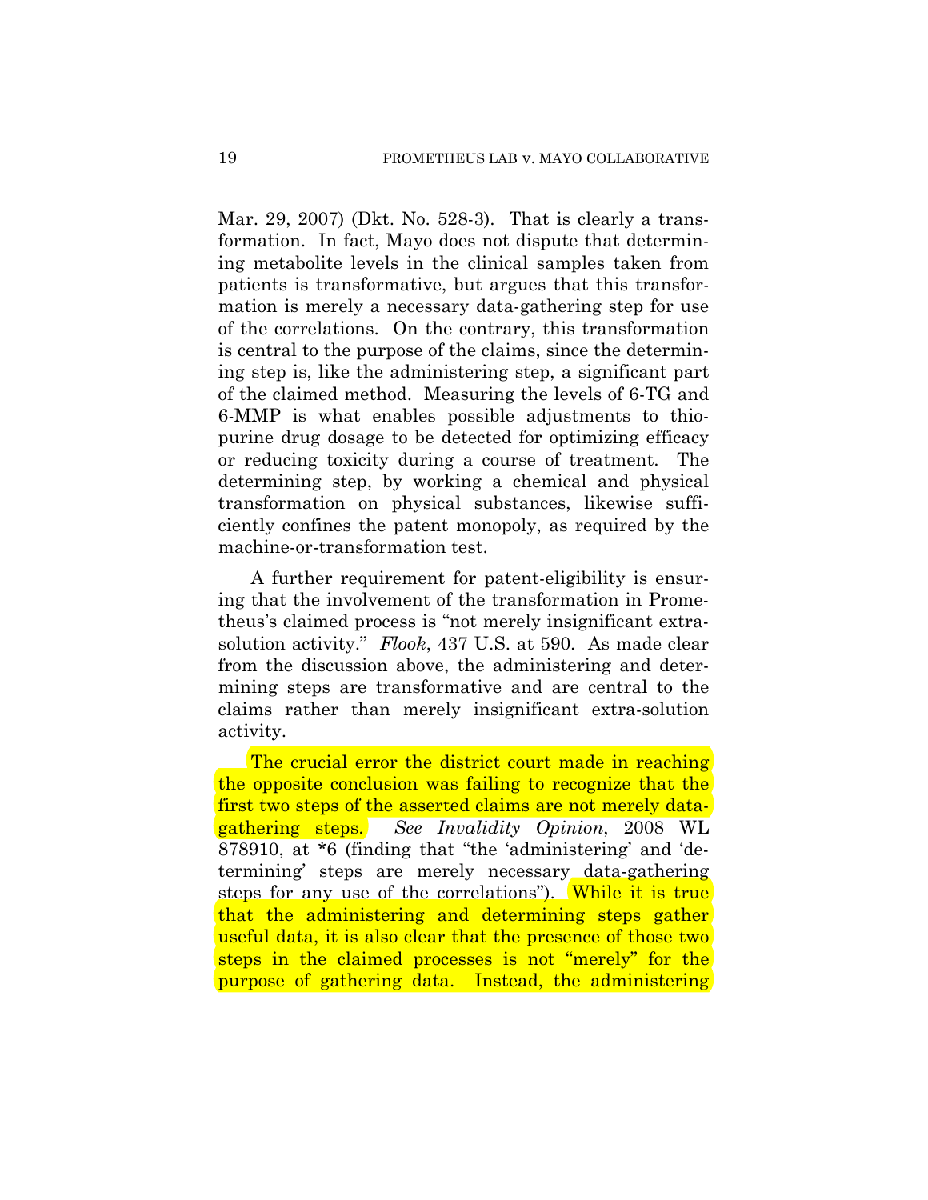Mar. 29, 2007) (Dkt. No. 528-3). That is clearly a transformation. In fact, Mayo does not dispute that determining metabolite levels in the clinical samples taken from patients is transformative, but argues that this transformation is merely a necessary data-gathering step for use of the correlations. On the contrary, this transformation is central to the purpose of the claims, since the determining step is, like the administering step, a significant part of the claimed method. Measuring the levels of 6-TG and 6-MMP is what enables possible adjustments to thiopurine drug dosage to be detected for optimizing efficacy or reducing toxicity during a course of treatment. The determining step, by working a chemical and physical transformation on physical substances, likewise sufficiently confines the patent monopoly, as required by the machine-or-transformation test.

A further requirement for patent-eligibility is ensuring that the involvement of the transformation in Prometheus's claimed process is "not merely insignificant extra-solution activity." *Flook*, 437 U.S. at 590. As made clear from the discussion above, the administering and determining steps are transformative and are central to the claims rather than merely insignificant extra-solution activity.

The crucial error the district court made in reaching the opposite conclusion was failing to recognize that the first two steps of the asserted claims are not merely data-gathering steps. *See Invalidity Opinion*, 2008 WL 878910, at *6 (finding that "the 'administering' and 'determining' steps are merely necessary data-gathering steps for any use of the correlations"). While it is true that the administering and determining steps gather useful data, it is also clear that the presence of those two steps in the claimed processes is not "merely" for the purpose of gathering data. Instead, the administering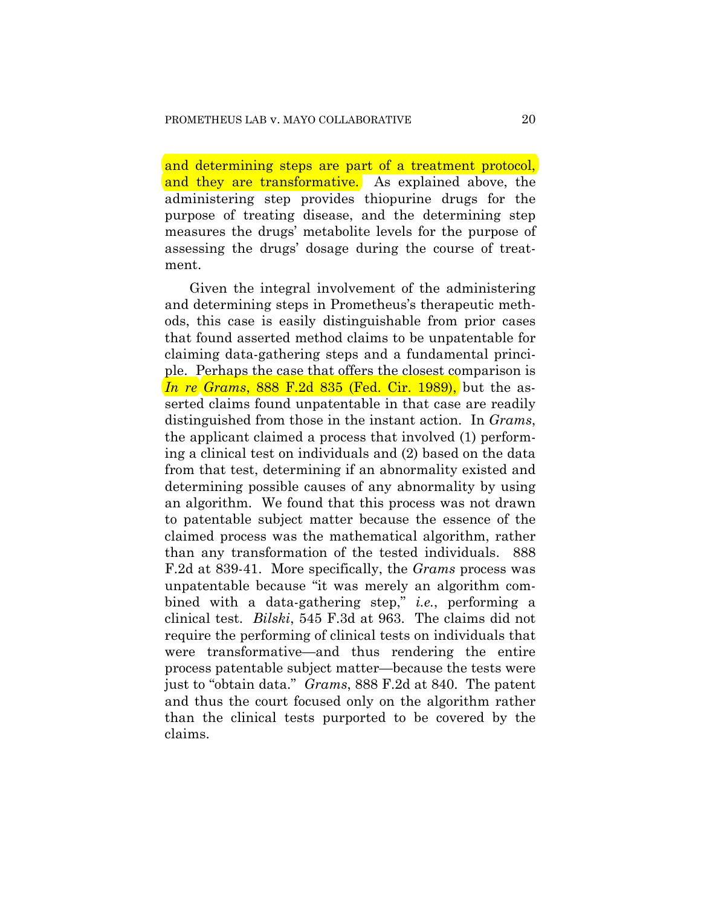and determining steps are part of a treatment protocol, and they are transformative. As explained above, the administering step provides thiopurine drugs for the purpose of treating disease, and the determining step measures the drugs' metabolite levels for the purpose of assessing the drugs' dosage during the course of treatment.

Given the integral involvement of the administering and determining steps in Prometheus's therapeutic methods, this case is easily distinguishable from prior cases that found asserted method claims to be unpatentable for claiming data-gathering steps and a fundamental principle. Perhaps the case that offers the closest comparison is *In re Grams*, 888 F.2d 835 (Fed. Cir. 1989), but the asserted claims found unpatentable in that case are readily distinguished from those in the instant action. In *Grams*, the applicant claimed a process that involved (1) performing a clinical test on individuals and (2) based on the data from that test, determining if an abnormality existed and determining possible causes of any abnormality by using an algorithm. We found that this process was not drawn to patentable subject matter because the essence of the claimed process was the mathematical algorithm, rather than any transformation of the tested individuals. 888 F.2d at 839-41. More specifically, the *Grams* process was unpatentable because "it was merely an algorithm combined with a data-gathering step," *i.e.*, performing a clinical test. *Bilski*, 545 F.3d at 963. The claims did not require the performing of clinical tests on individuals that were transformative—and thus rendering the entire process patentable subject matter—because the tests were just to "obtain data." *Grams*, 888 F.2d at 840. The patent and thus the court focused only on the algorithm rather than the clinical tests purported to be covered by the claims.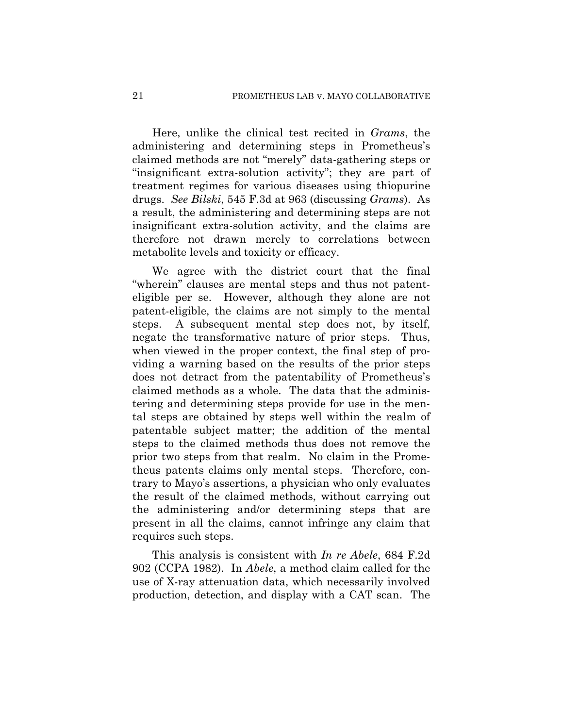Here, unlike the clinical test recited in *Grams*, the administering and determining steps in Prometheus's claimed methods are not "merely" data-gathering steps or "insignificant extra-solution activity"; they are part of treatment regimes for various diseases using thiopurine drugs. *See Bilski*, 545 F.3d at 963 (discussing *Grams*). As a result, the administering and determining steps are not insignificant extra-solution activity, and the claims are therefore not drawn merely to correlations between metabolite levels and toxicity or efficacy.

We agree with the district court that the final "wherein" clauses are mental steps and thus not patent-eligible per se. However, although they alone are not patent-eligible, the claims are not simply to the mental steps. A subsequent mental step does not, by itself, negate the transformative nature of prior steps. Thus, when viewed in the proper context, the final step of providing a warning based on the results of the prior steps does not detract from the patentability of Prometheus's claimed methods as a whole. The data that the administering and determining steps provide for use in the mental steps are obtained by steps well within the realm of patentable subject matter; the addition of the mental steps to the claimed methods thus does not remove the prior two steps from that realm. No claim in the Prometheus patents claims only mental steps. Therefore, contrary to Mayo's assertions, a physician who only evaluates the result of the claimed methods, without carrying out the administering and/or determining steps that are present in all the claims, cannot infringe any claim that requires such steps.

This analysis is consistent with *In re Abele*, 684 F.2d 902 (CCPA 1982). In *Abele*, a method claim called for the use of X-ray attenuation data, which necessarily involved production, detection, and display with a CAT scan. The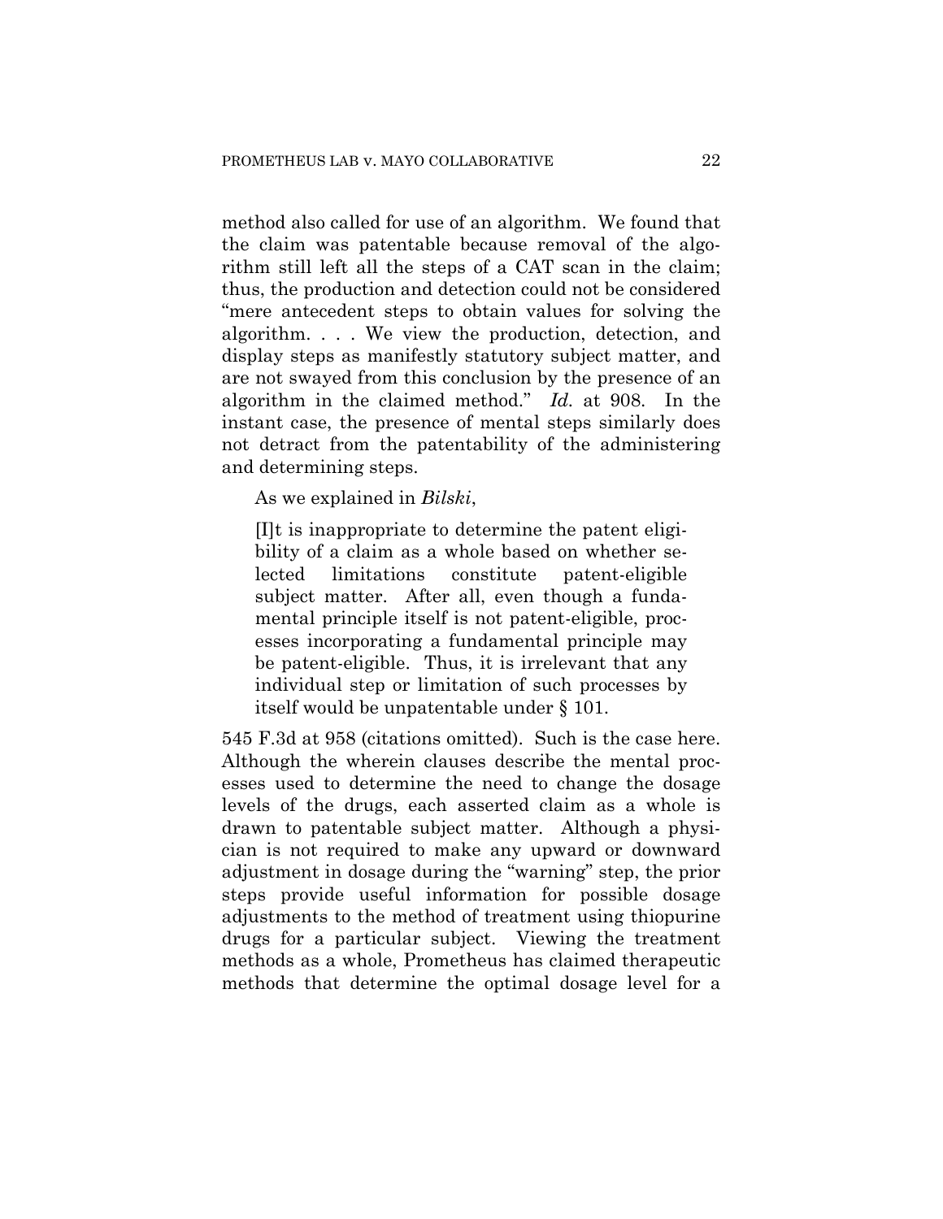method also called for use of an algorithm. We found that the claim was patentable because removal of the algorithm still left all the steps of a CAT scan in the claim; thus, the production and detection could not be considered "mere antecedent steps to obtain values for solving the algorithm. . . . We view the production, detection, and display steps as manifestly statutory subject matter, and are not swayed from this conclusion by the presence of an algorithm in the claimed method." *Id.* at 908. In the instant case, the presence of mental steps similarly does not detract from the patentability of the administering and determining steps.

As we explained in *Bilski*,

> [I]t is inappropriate to determine the patent eligibility of a claim as a whole based on whether selected limitations constitute patent-eligible subject matter. After all, even though a fundamental principle itself is not patent-eligible, processes incorporating a fundamental principle may be patent-eligible. Thus, it is irrelevant that any individual step or limitation of such processes by itself would be unpatentable under § 101.

545 F.3d at 958 (citations omitted). Such is the case here. Although the wherein clauses describe the mental processes used to determine the need to change the dosage levels of the drugs, each asserted claim as a whole is drawn to patentable subject matter. Although a physician is not required to make any upward or downward adjustment in dosage during the "warning" step, the prior steps provide useful information for possible dosage adjustments to the method of treatment using thiopurine drugs for a particular subject. Viewing the treatment methods as a whole, Prometheus has claimed therapeutic methods that determine the optimal dosage level for a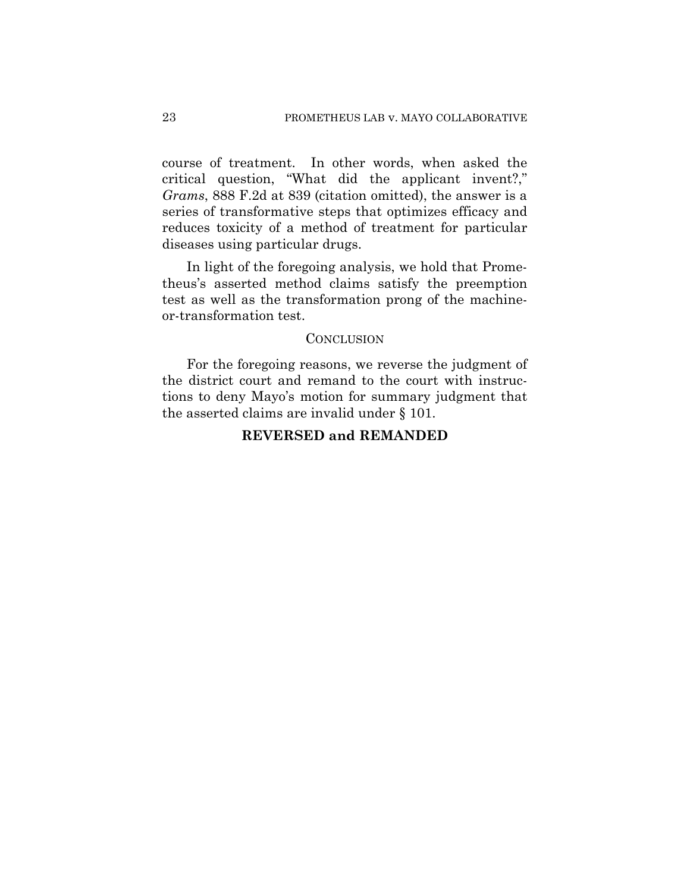course of treatment. In other words, when asked the critical question, "What did the applicant invent?," *Grams*, 888 F.2d at 839 (citation omitted), the answer is a series of transformative steps that optimizes efficacy and reduces toxicity of a method of treatment for particular diseases using particular drugs.

In light of the foregoing analysis, we hold that Prometheus's asserted method claims satisfy the preemption test as well as the transformation prong of the machine-or-transformation test.

## CONCLUSION

For the foregoing reasons, we reverse the judgment of the district court and remand to the court with instructions to deny Mayo's motion for summary judgment that the asserted claims are invalid under § 101.

**REVERSED and REMANDED**